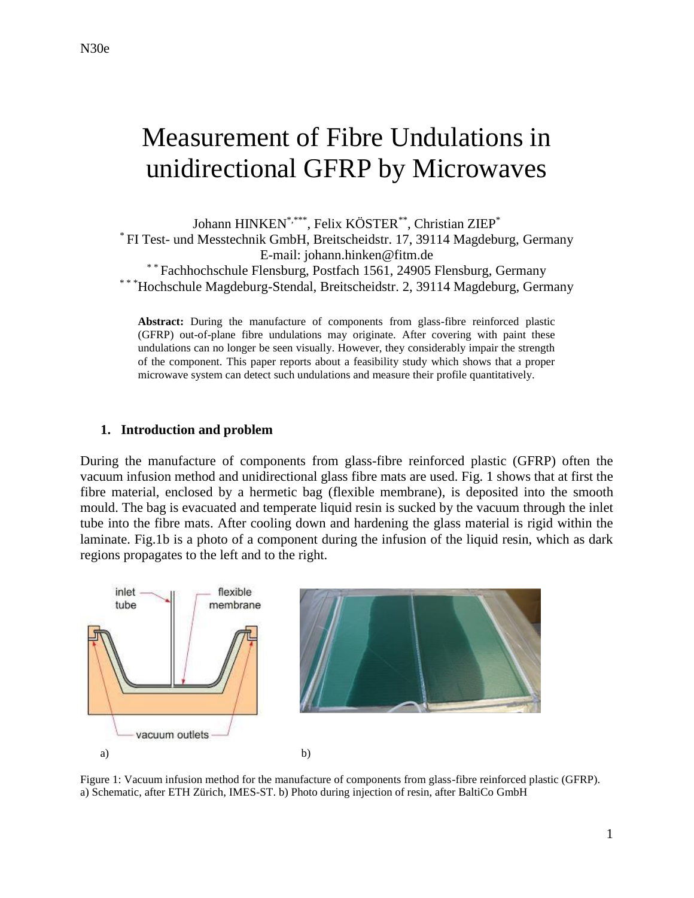# Measurement of Fibre Undulations in unidirectional GFRP by Microwaves

Johann HINKEN[*,***], Felix KÖSTER[**], Christian ZIEP[*]

[*] FI Test- und Messtechnik GmbH, Breitscheidstr. 17, 39114 Magdeburg, Germany
E-mail: johann.hinken@fitm.de

[**] Fachhochschule Flensburg, Postfach 1561, 24905 Flensburg, Germany

[***] Hochschule Magdeburg-Stendal, Breitscheidstr. 2, 39114 Magdeburg, Germany

**Abstract:** During the manufacture of components from glass-fibre reinforced plastic (GFRP) out-of-plane fibre undulations may originate. After covering with paint these undulations can no longer be seen visually. However, they considerably impair the strength of the component. This paper reports about a feasibility study which shows that a proper microwave system can detect such undulations and measure their profile quantitatively.

## 1. Introduction and problem

During the manufacture of components from glass-fibre reinforced plastic (GFRP) often the vacuum infusion method and unidirectional glass fibre mats are used. Fig. 1 shows that at first the fibre material, enclosed by a hermetic bag (flexible membrane), is deposited into the smooth mould. The bag is evacuated and temperate liquid resin is sucked by the vacuum through the inlet tube into the fibre mats. After cooling down and hardening the glass material is rigid within the laminate. Fig.1b is a photo of a component during the infusion of the liquid resin, which as dark regions propagates to the left and to the right.

Figure 1: Vacuum infusion method for the manufacture of components from glass-fibre reinforced plastic (GFRP). a) Schematic, after ETH Zürich, IMES-ST. b) Photo during injection of resin, after BaltiCo GmbH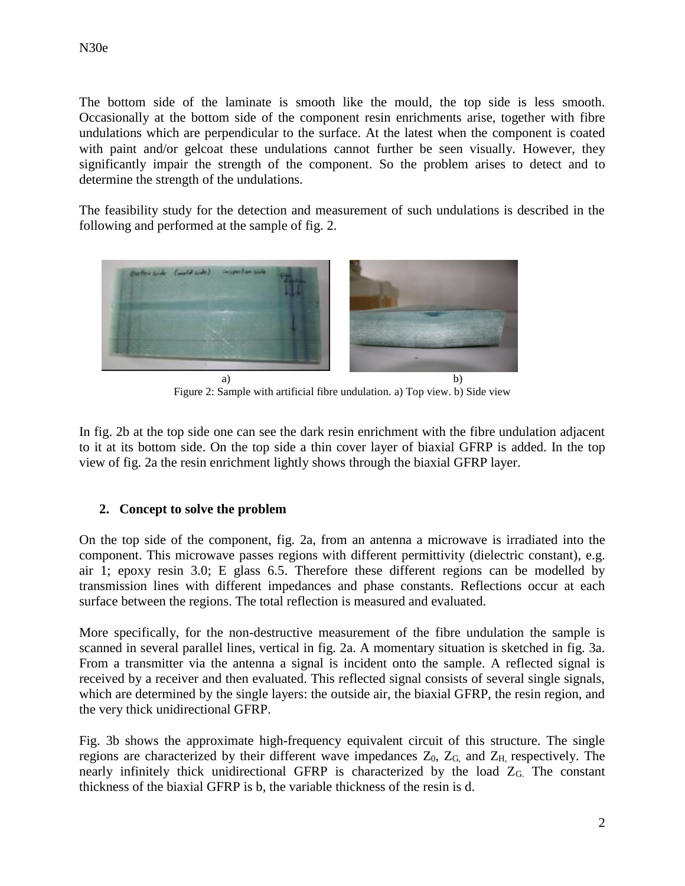The bottom side of the laminate is smooth like the mould, the top side is less smooth. Occasionally at the bottom side of the component resin enrichments arise, together with fibre undulations which are perpendicular to the surface. At the latest when the component is coated with paint and/or gelcoat these undulations cannot further be seen visually. However, they significantly impair the strength of the component. So the problem arises to detect and to determine the strength of the undulations.

The feasibility study for the detection and measurement of such undulations is described in the following and performed at the sample of fig. 2.

a) b)

Figure 2: Sample with artificial fibre undulation. a) Top view. b) Side view

In fig. 2b at the top side one can see the dark resin enrichment with the fibre undulation adjacent to it at its bottom side. On the top side a thin cover layer of biaxial GFRP is added. In the top view of fig. 2a the resin enrichment lightly shows through the biaxial GFRP layer.

## 2. Concept to solve the problem

On the top side of the component, fig. 2a, from an antenna a microwave is irradiated into the component. This microwave passes regions with different permittivity (dielectric constant), e.g. air 1; epoxy resin 3.0; E glass 6.5. Therefore these different regions can be modelled by transmission lines with different impedances and phase constants. Reflections occur at each surface between the regions. The total reflection is measured and evaluated.

More specifically, for the non-destructive measurement of the fibre undulation the sample is scanned in several parallel lines, vertical in fig. 2a. A momentary situation is sketched in fig. 3a. From a transmitter via the antenna a signal is incident onto the sample. A reflected signal is received by a receiver and then evaluated. This reflected signal consists of several single signals, which are determined by the single layers: the outside air, the biaxial GFRP, the resin region, and the very thick unidirectional GFRP.

Fig. 3b shows the approximate high-frequency equivalent circuit of this structure. The single regions are characterized by their different wave impedances $Z_0$, $Z_G$, and $Z_H$, respectively. The nearly infinitely thick unidirectional GFRP is characterized by the load $Z_G$. The constant thickness of the biaxial GFRP is b, the variable thickness of the resin is d.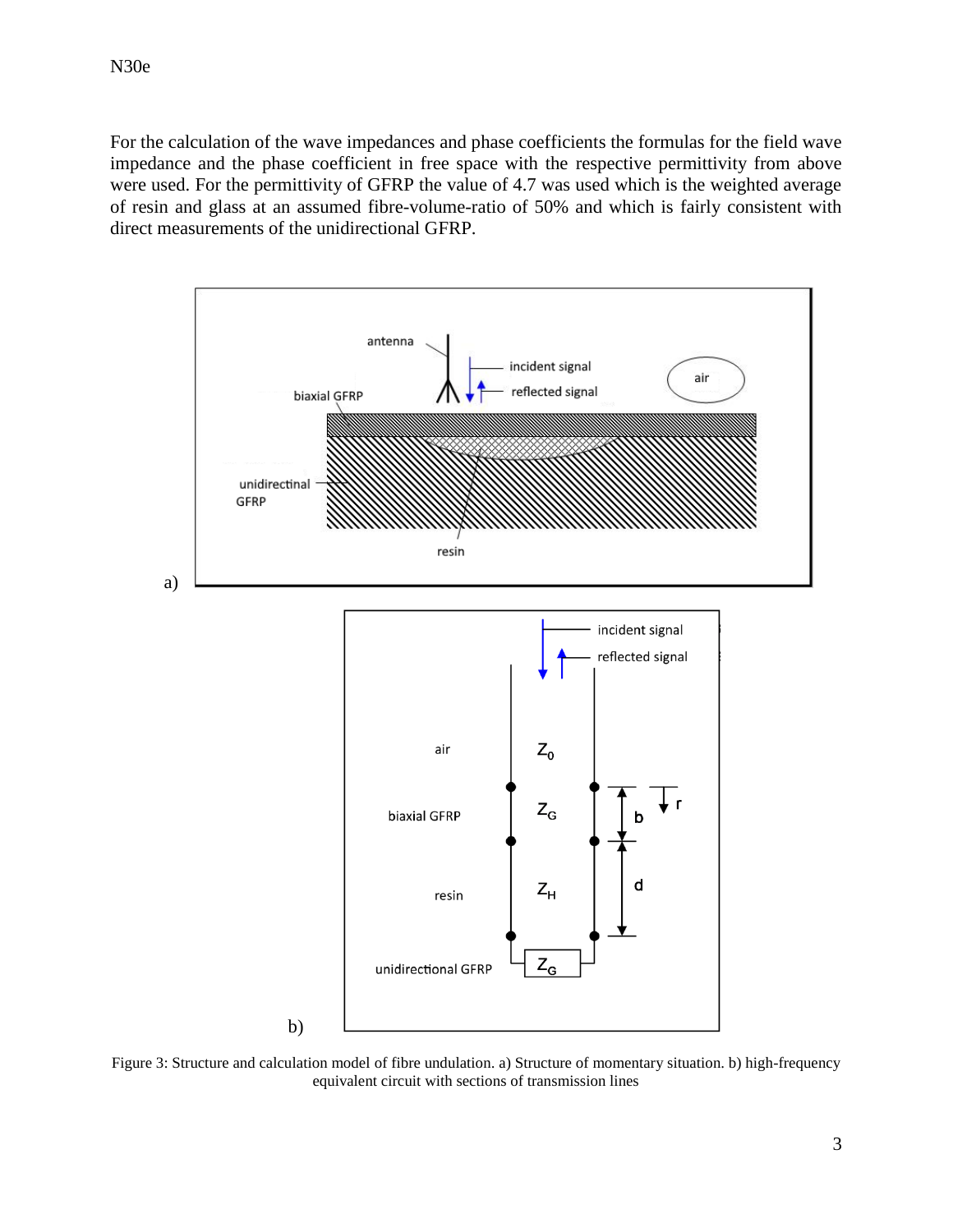For the calculation of the wave impedances and phase coefficients the formulas for the field wave impedance and the phase coefficient in free space with the respective permittivity from above were used. For the permittivity of GFRP the value of 4.7 was used which is the weighted average of resin and glass at an assumed fibre-volume-ratio of 50% and which is fairly consistent with direct measurements of the unidirectional GFRP.

Figure 3: Structure and calculation model of fibre undulation. a) Structure of momentary situation. b) high-frequency equivalent circuit with sections of transmission lines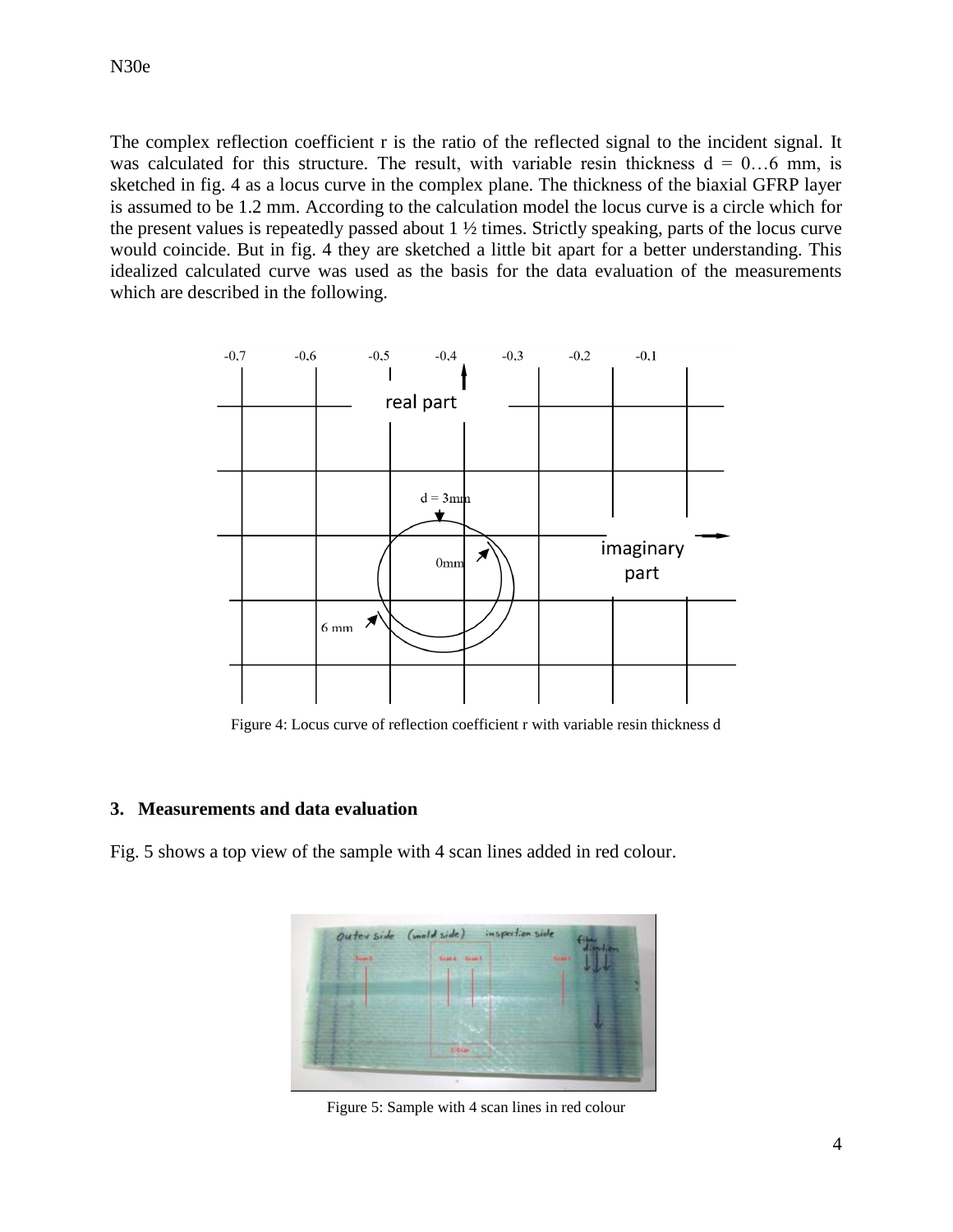The complex reflection coefficient r is the ratio of the reflected signal to the incident signal. It was calculated for this structure. The result, with variable resin thickness d = 0…6 mm, is sketched in fig. 4 as a locus curve in the complex plane. The thickness of the biaxial GFRP layer is assumed to be 1.2 mm. According to the calculation model the locus curve is a circle which for the present values is repeatedly passed about 1 ½ times. Strictly speaking, parts of the locus curve would coincide. But in fig. 4 they are sketched a little bit apart for a better understanding. This idealized calculated curve was used as the basis for the data evaluation of the measurements which are described in the following.

Figure 4: Locus curve of reflection coefficient r with variable resin thickness d

## 3. Measurements and data evaluation

Fig. 5 shows a top view of the sample with 4 scan lines added in red colour.

Figure 5: Sample with 4 scan lines in red colour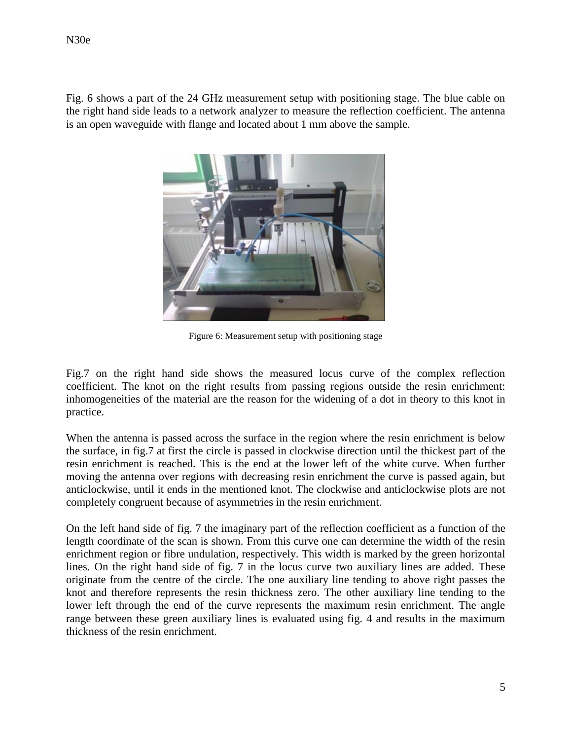Fig. 6 shows a part of the 24 GHz measurement setup with positioning stage. The blue cable on the right hand side leads to a network analyzer to measure the reflection coefficient. The antenna is an open waveguide with flange and located about 1 mm above the sample.

Figure 6: Measurement setup with positioning stage

Fig.7 on the right hand side shows the measured locus curve of the complex reflection coefficient. The knot on the right results from passing regions outside the resin enrichment: inhomogeneities of the material are the reason for the widening of a dot in theory to this knot in practice.

When the antenna is passed across the surface in the region where the resin enrichment is below the surface, in fig.7 at first the circle is passed in clockwise direction until the thickest part of the resin enrichment is reached. This is the end at the lower left of the white curve. When further moving the antenna over regions with decreasing resin enrichment the curve is passed again, but anticlockwise, until it ends in the mentioned knot. The clockwise and anticlockwise plots are not completely congruent because of asymmetries in the resin enrichment.

On the left hand side of fig. 7 the imaginary part of the reflection coefficient as a function of the length coordinate of the scan is shown. From this curve one can determine the width of the resin enrichment region or fibre undulation, respectively. This width is marked by the green horizontal lines. On the right hand side of fig. 7 in the locus curve two auxiliary lines are added. These originate from the centre of the circle. The one auxiliary line tending to above right passes the knot and therefore represents the resin thickness zero. The other auxiliary line tending to the lower left through the end of the curve represents the maximum resin enrichment. The angle range between these green auxiliary lines is evaluated using fig. 4 and results in the maximum thickness of the resin enrichment.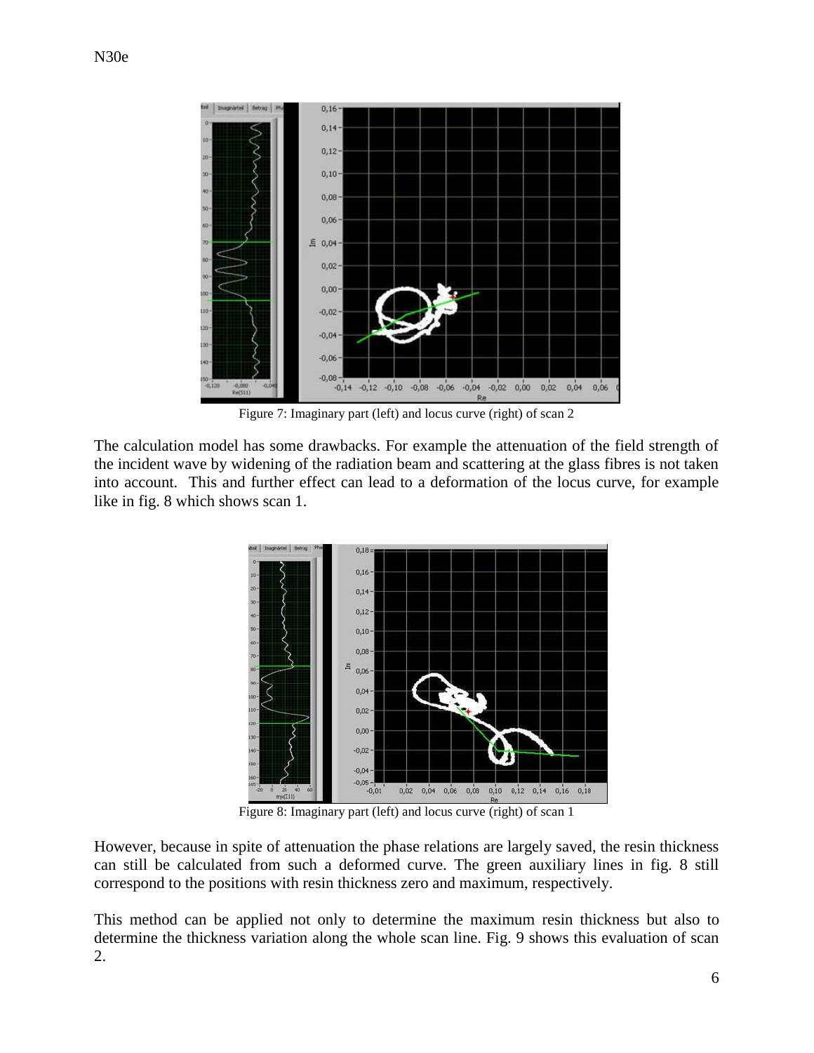Figure 7: Imaginary part (left) and locus curve (right) of scan 2

The calculation model has some drawbacks. For example the attenuation of the field strength of the incident wave by widening of the radiation beam and scattering at the glass fibres is not taken into account. This and further effect can lead to a deformation of the locus curve, for example like in fig. 8 which shows scan 1.

Figure 8: Imaginary part (left) and locus curve (right) of scan 1

However, because in spite of attenuation the phase relations are largely saved, the resin thickness can still be calculated from such a deformed curve. The green auxiliary lines in fig. 8 still correspond to the positions with resin thickness zero and maximum, respectively.

This method can be applied not only to determine the maximum resin thickness but also to determine the thickness variation along the whole scan line. Fig. 9 shows this evaluation of scan 2.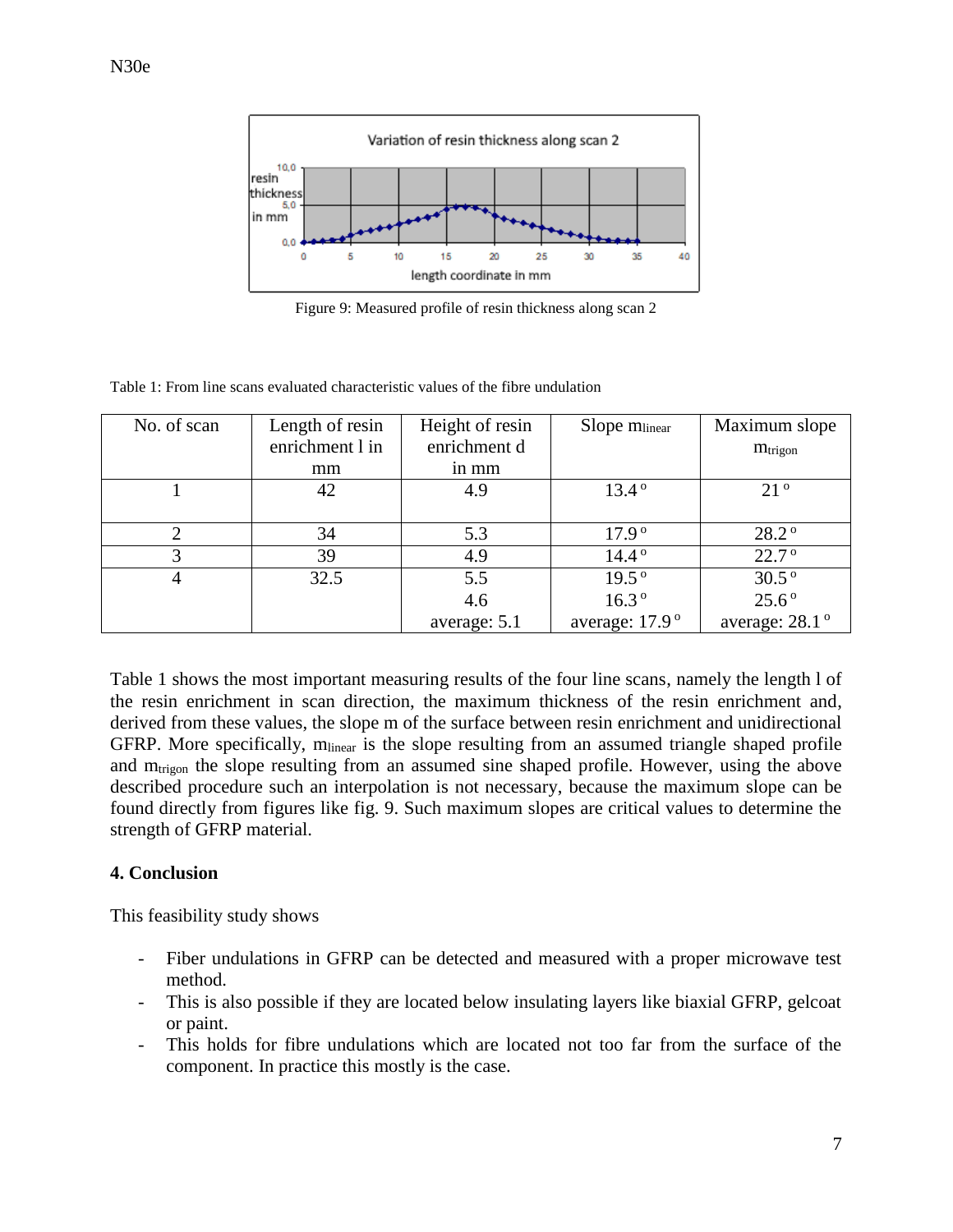Variation of resin thickness along scan 2

resin thickness in mm

10,0

5,0

0,0

0 5 10 15 20 25 30 35 40

length coordinate in mm

Figure 9: Measured profile of resin thickness along scan 2

Table 1: From line scans evaluated characteristic values of the fibre undulation

| No. of scan | Length of resin enrichment l in mm | Height of resin enrichment d in mm | Slope $m_{linear}$ | Maximum slope $m_{trigon}$ |
|---|---|---|---|---|
| 1 | 42 | 4.9 | 13.4 ° | 21 ° |
| 2 | 34 | 5.3 | 17.9 ° | 28.2 ° |
| 3 | 39 | 4.9 | 14.4 ° | 22.7 ° |
| 4 | 32.5 | 5.5<br>4.6<br>average: 5.1 | 19.5 °<br>16.3 °<br>average: 17.9 ° | 30.5 °<br>25.6 °<br>average: 28.1 ° |

Table 1 shows the most important measuring results of the four line scans, namely the length l of the resin enrichment in scan direction, the maximum thickness of the resin enrichment and, derived from these values, the slope m of the surface between resin enrichment and unidirectional GFRP. More specifically, $m_{linear}$ is the slope resulting from an assumed triangle shaped profile and $m_{trigon}$ the slope resulting from an assumed sine shaped profile. However, using the above described procedure such an interpolation is not necessary, because the maximum slope can be found directly from figures like fig. 9. Such maximum slopes are critical values to determine the strength of GFRP material.

## 4. Conclusion

This feasibility study shows

- Fiber undulations in GFRP can be detected and measured with a proper microwave test method.
- This is also possible if they are located below insulating layers like biaxial GFRP, gelcoat or paint.
- This holds for fibre undulations which are located not too far from the surface of the component. In practice this mostly is the case.